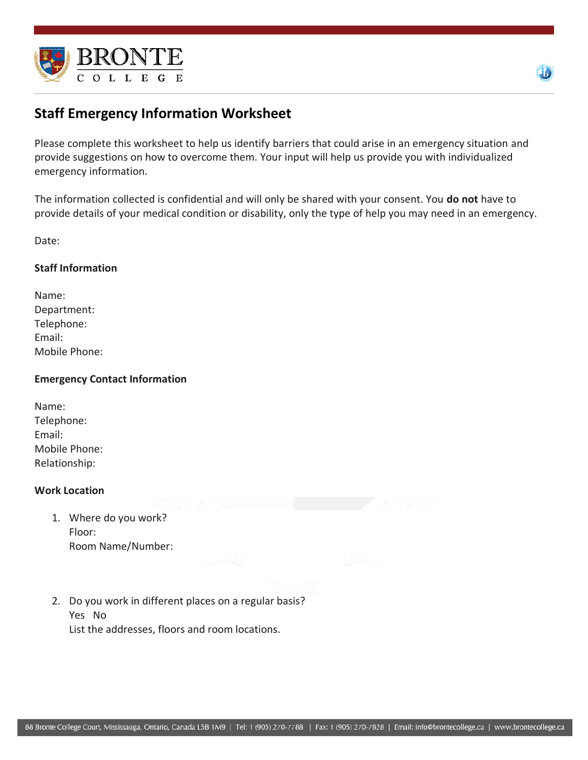BRONTE COLLEGE

# Staff Emergency Information Worksheet

Please complete this worksheet to help us identify barriers that could arise in an emergency situation and provide suggestions on how to overcome them. Your input will help us provide you with individualized emergency information.

The information collected is confidential and will only be shared with your consent. You **do not** have to provide details of your medical condition or disability, only the type of help you may need in an emergency.

Date:

### Staff Information

Name:
Department:
Telephone:
Email:
Mobile Phone:

### Emergency Contact Information

Name:
Telephone:
Email:
Mobile Phone:
Relationship:

### Work Location

1. Where do you work?
   Floor:
   Room Name/Number:

2. Do you work in different places on a regular basis?
   Yes No
   List the addresses, floors and room locations.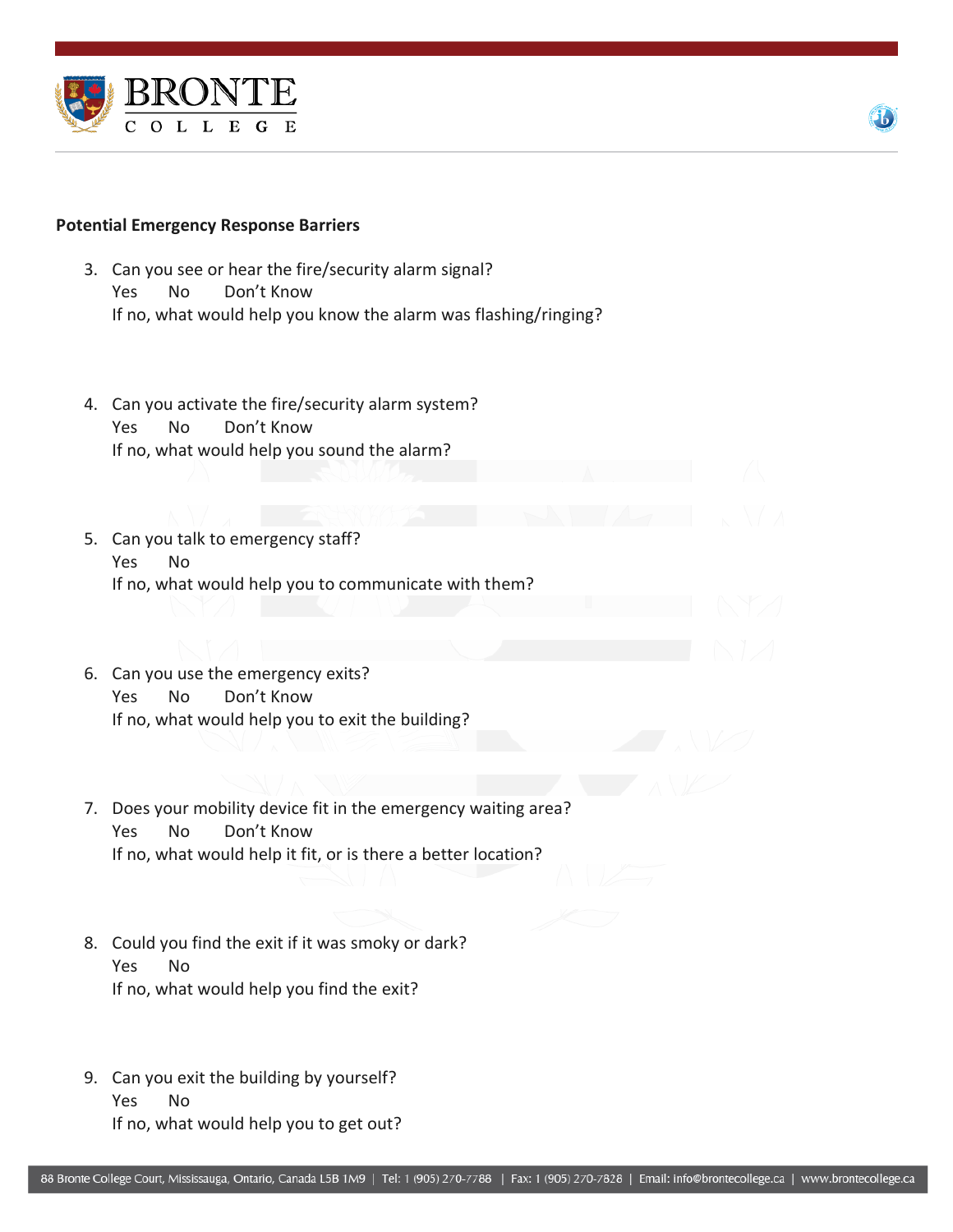### Potential Emergency Response Barriers

3. Can you see or hear the fire/security alarm signal?
   Yes No Don't Know
   If no, what would help you know the alarm was flashing/ringing?

4. Can you activate the fire/security alarm system?
   Yes No Don't Know
   If no, what would help you sound the alarm?

5. Can you talk to emergency staff?
   Yes No
   If no, what would help you to communicate with them?

6. Can you use the emergency exits?
   Yes No Don't Know
   If no, what would help you to exit the building?

7. Does your mobility device fit in the emergency waiting area?
   Yes No Don't Know
   If no, what would help it fit, or is there a better location?

8. Could you find the exit if it was smoky or dark?
   Yes No
   If no, what would help you find the exit?

9. Can you exit the building by yourself?
   Yes No
   If no, what would help you to get out?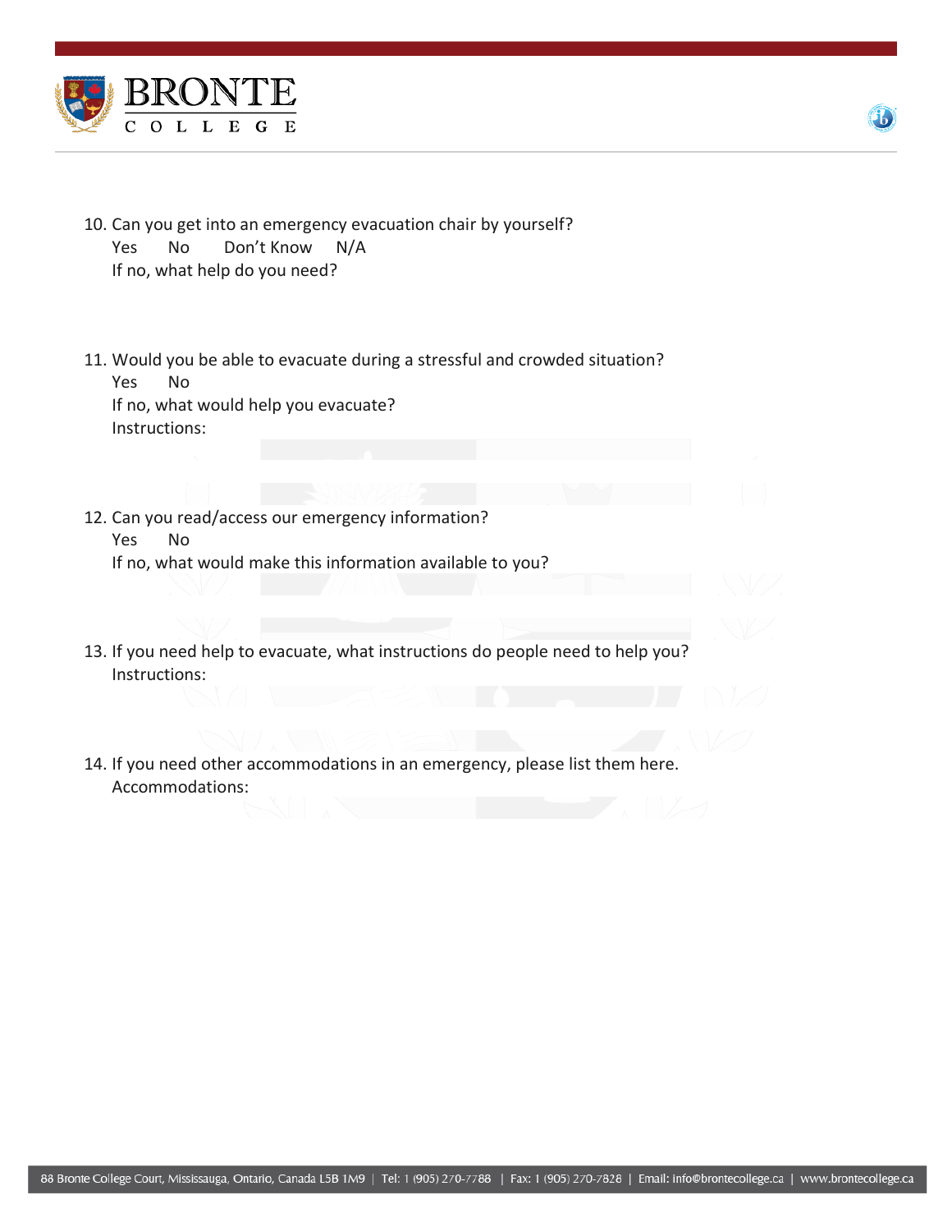10. Can you get into an emergency evacuation chair by yourself?
    Yes No Don't Know N/A
    If no, what help do you need?

11. Would you be able to evacuate during a stressful and crowded situation?
    Yes No
    If no, what would help you evacuate?
    Instructions:

12. Can you read/access our emergency information?
    Yes No
    If no, what would make this information available to you?

13. If you need help to evacuate, what instructions do people need to help you?
    Instructions:

14. If you need other accommodations in an emergency, please list them here.
    Accommodations: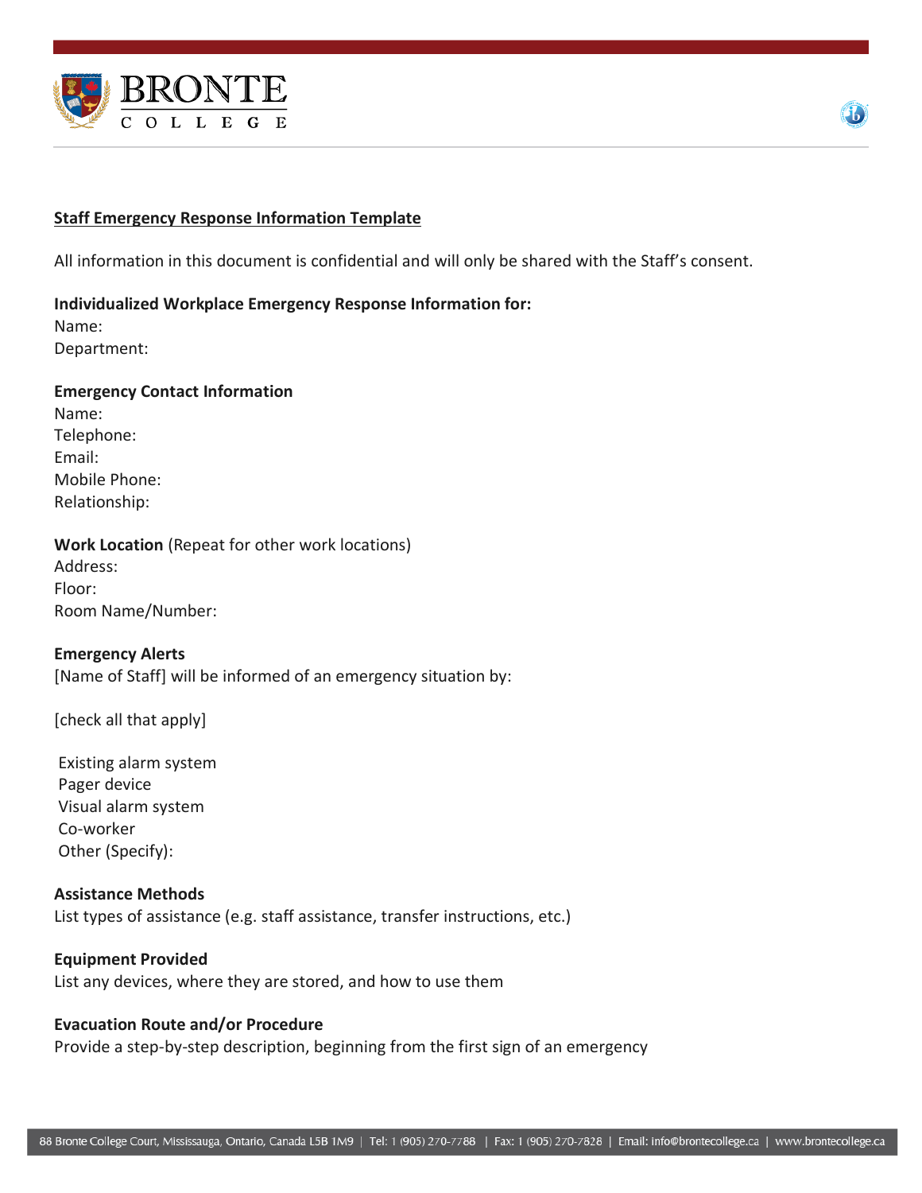**Staff Emergency Response Information Template**

All information in this document is confidential and will only be shared with the Staff's consent.

**Individualized Workplace Emergency Response Information for:**
Name:
Department:

**Emergency Contact Information**
Name:
Telephone:
Email:
Mobile Phone:
Relationship:

**Work Location** (Repeat for other work locations)
Address:
Floor:
Room Name/Number:

**Emergency Alerts**
[Name of Staff] will be informed of an emergency situation by:

[check all that apply]

- Existing alarm system
- Pager device
- Visual alarm system
- Co-worker
- Other (Specify):

**Assistance Methods**
List types of assistance (e.g. staff assistance, transfer instructions, etc.)

**Equipment Provided**
List any devices, where they are stored, and how to use them

**Evacuation Route and/or Procedure**
Provide a step-by-step description, beginning from the first sign of an emergency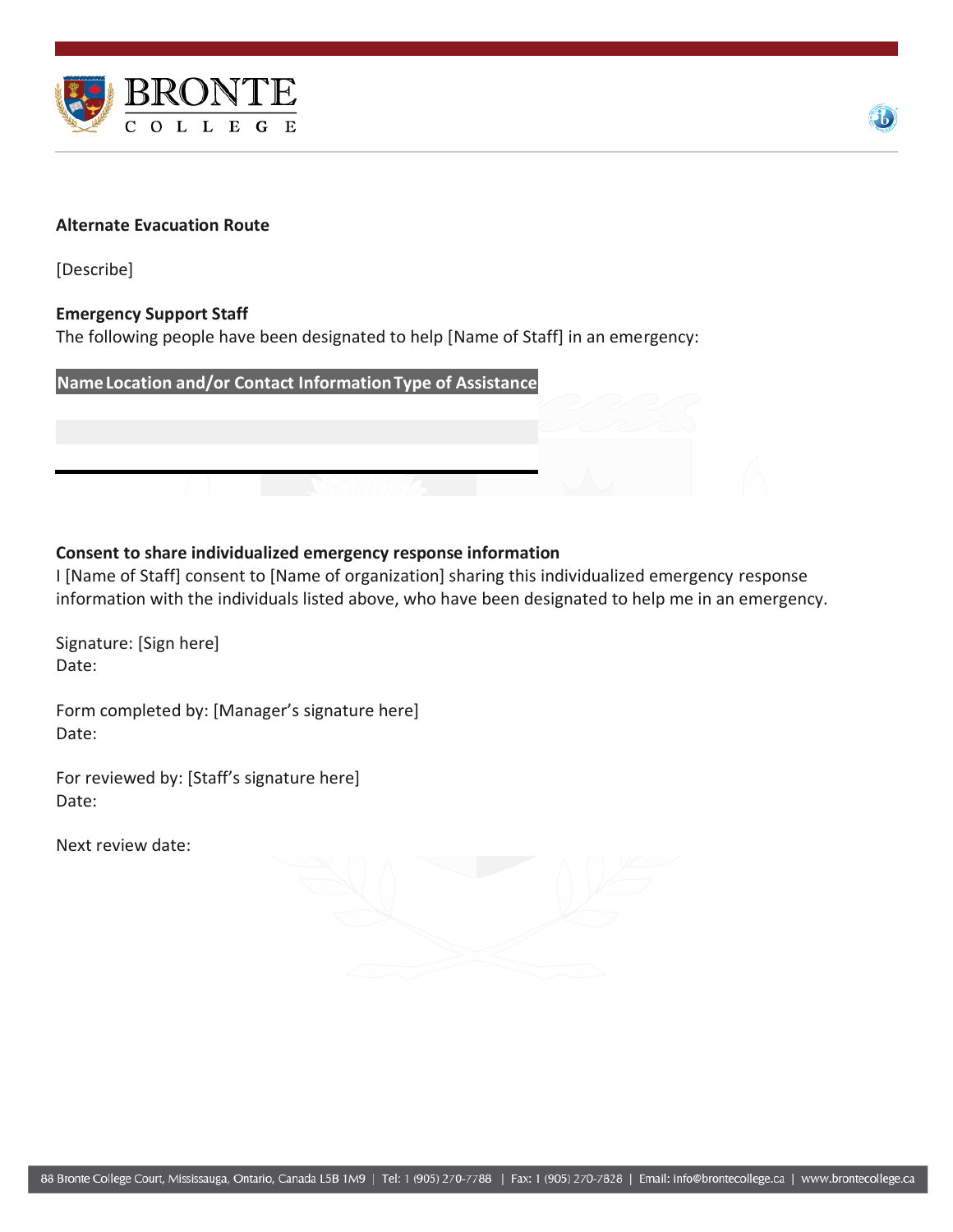**Alternate Evacuation Route**

[Describe]

**Emergency Support Staff**
The following people have been designated to help [Name of Staff] in an emergency:

| Name | Location and/or Contact Information | Type of Assistance |
| --- | --- | --- |
| | | |
| | | |

**Consent to share individualized emergency response information**
I [Name of Staff] consent to [Name of organization] sharing this individualized emergency response information with the individuals listed above, who have been designated to help me in an emergency.

Signature: [Sign here]
Date:

Form completed by: [Manager's signature here]
Date:

For reviewed by: [Staff's signature here]
Date:

Next review date: